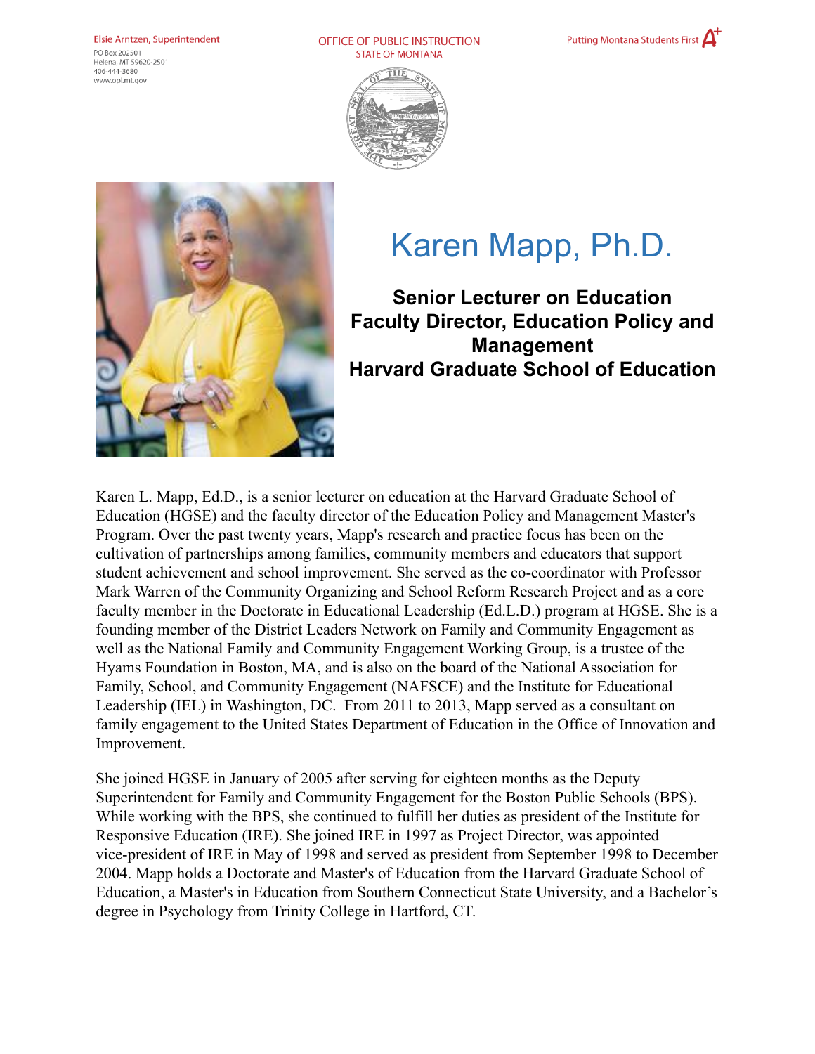Elsie Arntzen, Superintendent
PO Box 202501
Helena, MT 59620-2501
406-444-3680
www.opi.mt.gov

OFFICE OF PUBLIC INSTRUCTION
STATE OF MONTANA

Putting Montana Students First A+

# Karen Mapp, Ph.D.

**Senior Lecturer on Education**
**Faculty Director, Education Policy and Management**
**Harvard Graduate School of Education**

Karen L. Mapp, Ed.D., is a senior lecturer on education at the Harvard Graduate School of Education (HGSE) and the faculty director of the Education Policy and Management Master's Program. Over the past twenty years, Mapp's research and practice focus has been on the cultivation of partnerships among families, community members and educators that support student achievement and school improvement. She served as the co-coordinator with Professor Mark Warren of the Community Organizing and School Reform Research Project and as a core faculty member in the Doctorate in Educational Leadership (Ed.L.D.) program at HGSE. She is a founding member of the District Leaders Network on Family and Community Engagement as well as the National Family and Community Engagement Working Group, is a trustee of the Hyams Foundation in Boston, MA, and is also on the board of the National Association for Family, School, and Community Engagement (NAFSCE) and the Institute for Educational Leadership (IEL) in Washington, DC. From 2011 to 2013, Mapp served as a consultant on family engagement to the United States Department of Education in the Office of Innovation and Improvement.

She joined HGSE in January of 2005 after serving for eighteen months as the Deputy Superintendent for Family and Community Engagement for the Boston Public Schools (BPS). While working with the BPS, she continued to fulfill her duties as president of the Institute for Responsive Education (IRE). She joined IRE in 1997 as Project Director, was appointed vice-president of IRE in May of 1998 and served as president from September 1998 to December 2004. Mapp holds a Doctorate and Master's of Education from the Harvard Graduate School of Education, a Master's in Education from Southern Connecticut State University, and a Bachelor's degree in Psychology from Trinity College in Hartford, CT.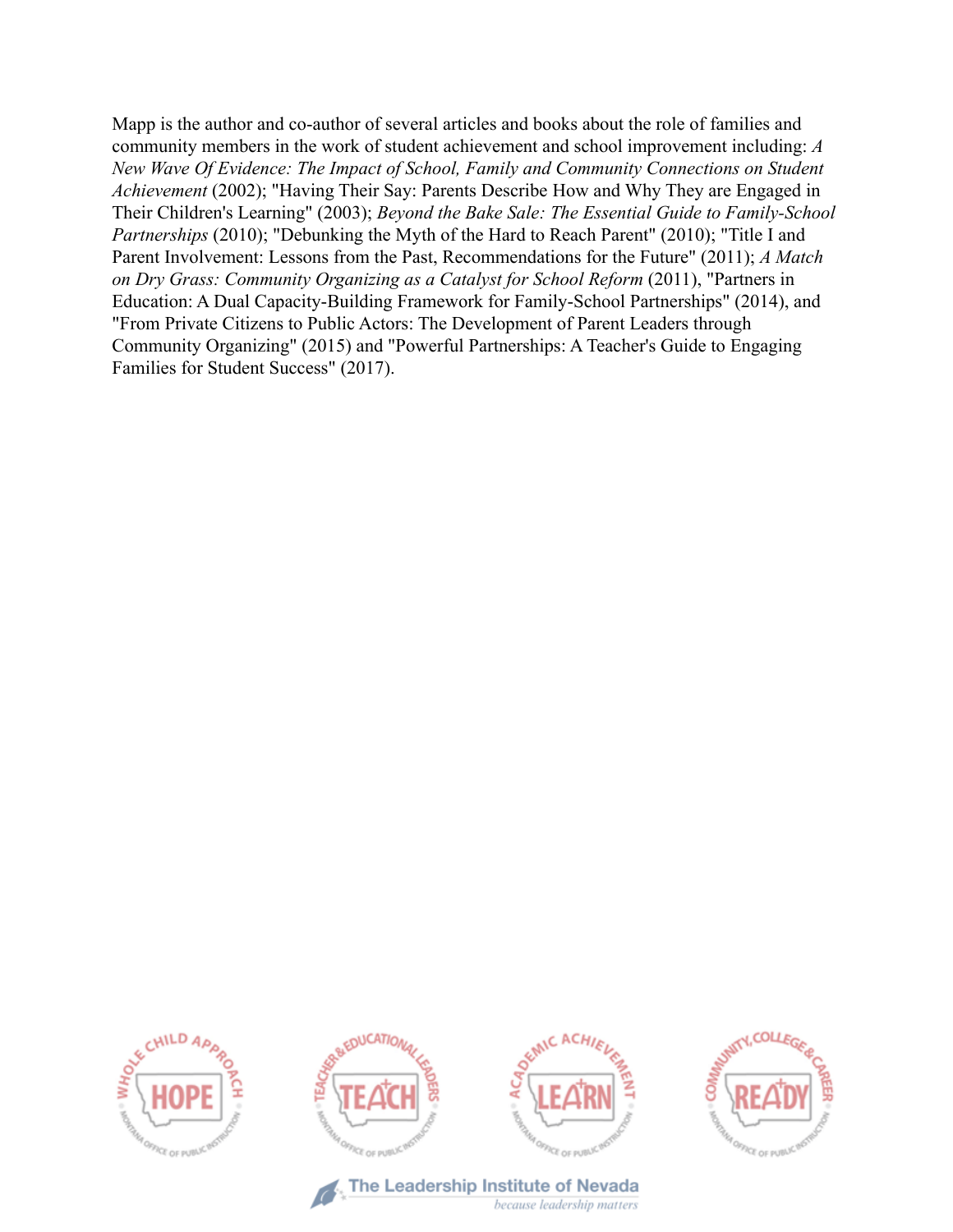Mapp is the author and co-author of several articles and books about the role of families and community members in the work of student achievement and school improvement including: *A New Wave Of Evidence: The Impact of School, Family and Community Connections on Student Achievement* (2002); "Having Their Say: Parents Describe How and Why They are Engaged in Their Children's Learning" (2003); *Beyond the Bake Sale: The Essential Guide to Family-School Partnerships* (2010); "Debunking the Myth of the Hard to Reach Parent" (2010); "Title I and Parent Involvement: Lessons from the Past, Recommendations for the Future" (2011); *A Match on Dry Grass: Community Organizing as a Catalyst for School Reform* (2011), "Partners in Education: A Dual Capacity-Building Framework for Family-School Partnerships" (2014), and "From Private Citizens to Public Actors: The Development of Parent Leaders through Community Organizing" (2015) and "Powerful Partnerships: A Teacher's Guide to Engaging Families for Student Success" (2017).